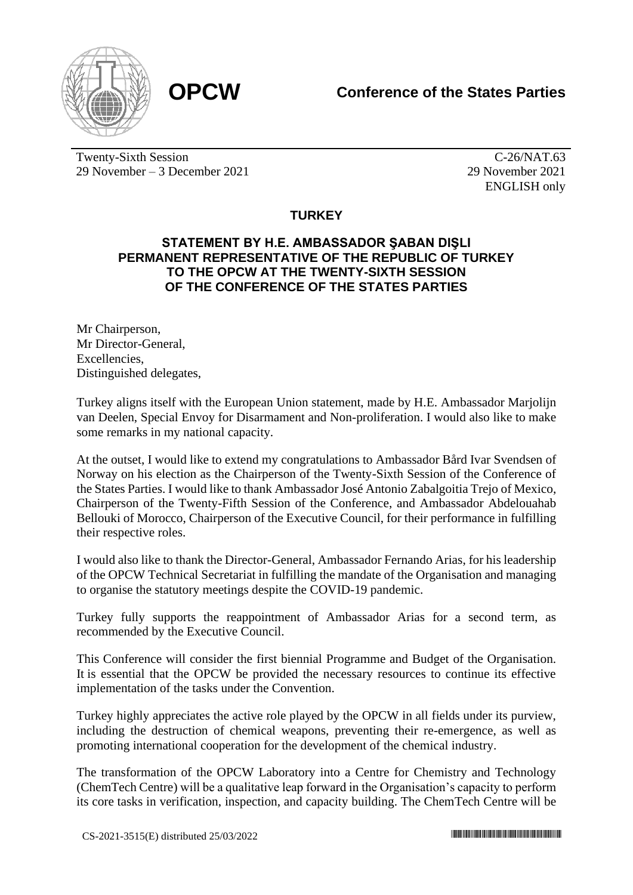**OPCW** **Conference of the States Parties**

Twenty-Sixth Session
29 November – 3 December 2021

C-26/NAT.63
29 November 2021
ENGLISH only

## TURKEY

### STATEMENT BY H.E. AMBASSADOR ŞABAN DIŞLI PERMANENT REPRESENTATIVE OF THE REPUBLIC OF TURKEY TO THE OPCW AT THE TWENTY-SIXTH SESSION OF THE CONFERENCE OF THE STATES PARTIES

Mr Chairperson,
Mr Director-General,
Excellencies,
Distinguished delegates,

Turkey aligns itself with the European Union statement, made by H.E. Ambassador Marjolijn van Deelen, Special Envoy for Disarmament and Non-proliferation. I would also like to make some remarks in my national capacity.

At the outset, I would like to extend my congratulations to Ambassador Bård Ivar Svendsen of Norway on his election as the Chairperson of the Twenty-Sixth Session of the Conference of the States Parties. I would like to thank Ambassador José Antonio Zabalgoitia Trejo of Mexico, Chairperson of the Twenty-Fifth Session of the Conference, and Ambassador Abdelouahab Bellouki of Morocco, Chairperson of the Executive Council, for their performance in fulfilling their respective roles.

I would also like to thank the Director-General, Ambassador Fernando Arias, for his leadership of the OPCW Technical Secretariat in fulfilling the mandate of the Organisation and managing to organise the statutory meetings despite the COVID-19 pandemic.

Turkey fully supports the reappointment of Ambassador Arias for a second term, as recommended by the Executive Council.

This Conference will consider the first biennial Programme and Budget of the Organisation. It is essential that the OPCW be provided the necessary resources to continue its effective implementation of the tasks under the Convention.

Turkey highly appreciates the active role played by the OPCW in all fields under its purview, including the destruction of chemical weapons, preventing their re-emergence, as well as promoting international cooperation for the development of the chemical industry.

The transformation of the OPCW Laboratory into a Centre for Chemistry and Technology (ChemTech Centre) will be a qualitative leap forward in the Organisation's capacity to perform its core tasks in verification, inspection, and capacity building. The ChemTech Centre will be

CS-2021-3515(E) distributed 25/03/2022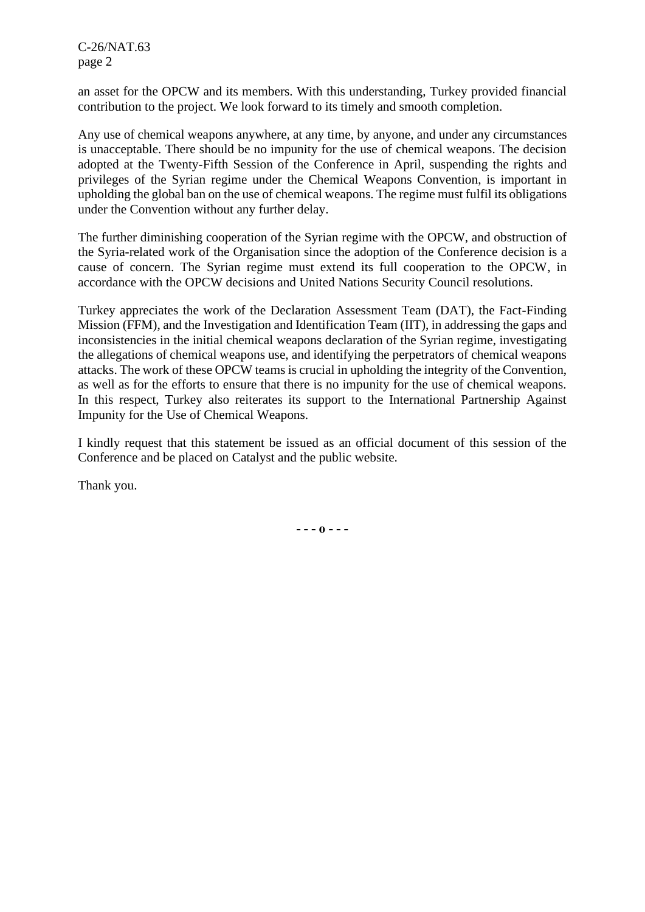an asset for the OPCW and its members. With this understanding, Turkey provided financial contribution to the project. We look forward to its timely and smooth completion.

Any use of chemical weapons anywhere, at any time, by anyone, and under any circumstances is unacceptable. There should be no impunity for the use of chemical weapons. The decision adopted at the Twenty-Fifth Session of the Conference in April, suspending the rights and privileges of the Syrian regime under the Chemical Weapons Convention, is important in upholding the global ban on the use of chemical weapons. The regime must fulfil its obligations under the Convention without any further delay.

The further diminishing cooperation of the Syrian regime with the OPCW, and obstruction of the Syria-related work of the Organisation since the adoption of the Conference decision is a cause of concern. The Syrian regime must extend its full cooperation to the OPCW, in accordance with the OPCW decisions and United Nations Security Council resolutions.

Turkey appreciates the work of the Declaration Assessment Team (DAT), the Fact-Finding Mission (FFM), and the Investigation and Identification Team (IIT), in addressing the gaps and inconsistencies in the initial chemical weapons declaration of the Syrian regime, investigating the allegations of chemical weapons use, and identifying the perpetrators of chemical weapons attacks. The work of these OPCW teams is crucial in upholding the integrity of the Convention, as well as for the efforts to ensure that there is no impunity for the use of chemical weapons. In this respect, Turkey also reiterates its support to the International Partnership Against Impunity for the Use of Chemical Weapons.

I kindly request that this statement be issued as an official document of this session of the Conference and be placed on Catalyst and the public website.

Thank you.

**- - - o - - -**